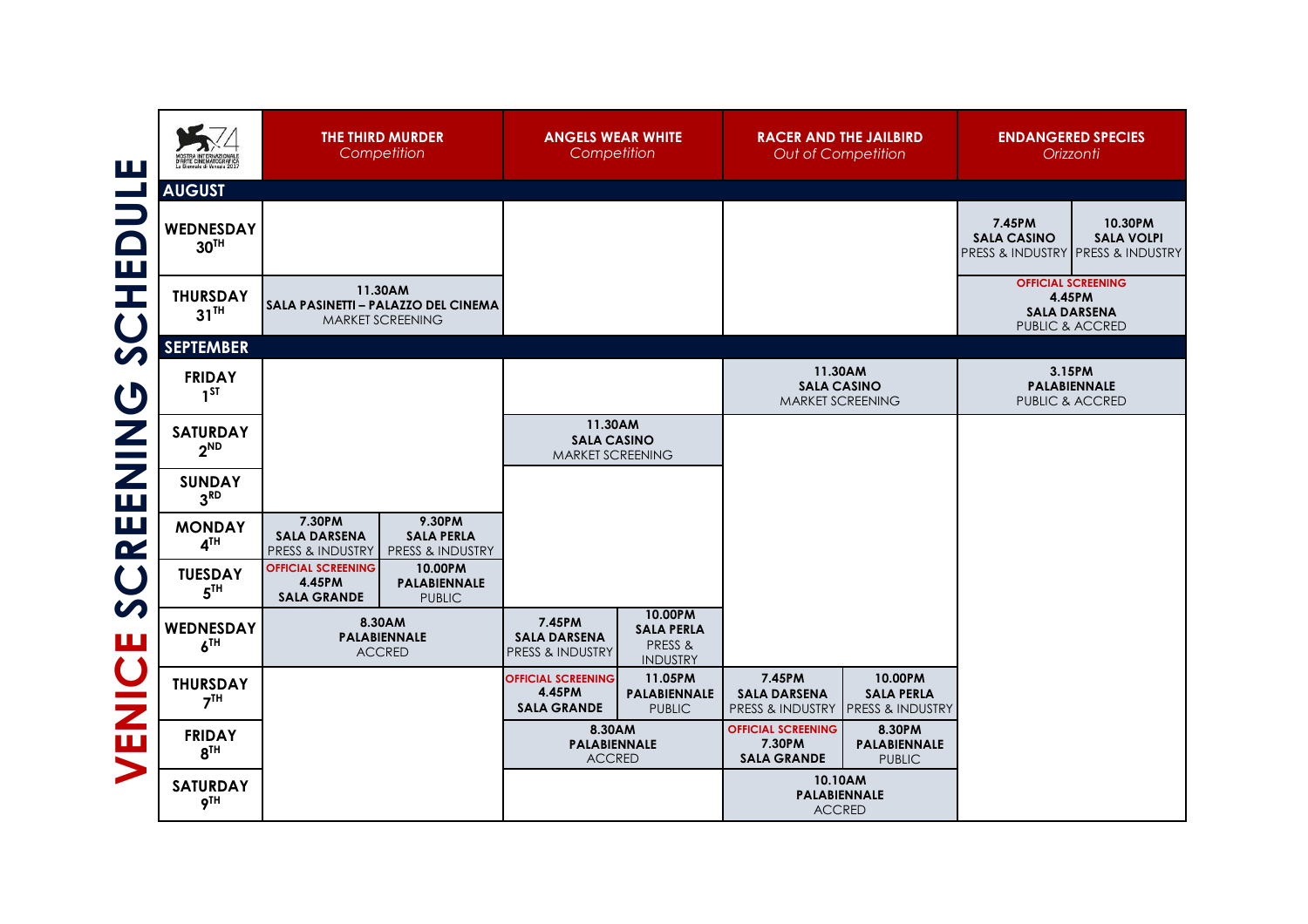# VENICE SCREENING SCHEDULE

| MOSTRA INTERNAZIONALE D'ARTE CINEMATOGRAFICA La Biennale di Venezia 2017 | THE THIRD MURDER *Competition* | ANGELS WEAR WHITE *Competition* | RACER AND THE JAILBIRD *Out of Competition* | ENDANGERED SPECIES *Orizzonti* |
|---|---|---|---|---|
| **AUGUST** | | | | |
| **WEDNESDAY 30TH** | | | | **7.45PM SALA CASINO** PRESS & INDUSTRY / **10.30PM SALA VOLPI** PRESS & INDUSTRY |
| **THURSDAY 31TH** | **11.30AM SALA PASINETTI – PALAZZO DEL CINEMA** MARKET SCREENING | | | OFFICIAL SCREENING **4.45PM SALA DARSENA** PUBLIC & ACCRED |
| **SEPTEMBER** | | | | |
| **FRIDAY 1ST** | | | **11.30AM SALA CASINO** MARKET SCREENING | **3.15PM PALABIENNALE** PUBLIC & ACCRED |
| **SATURDAY 2ND** | | **11.30AM SALA CASINO** MARKET SCREENING | | |
| **SUNDAY 3RD** | | | | |
| **MONDAY 4TH** | **7.30PM SALA DARSENA** PRESS & INDUSTRY / **9.30PM SALA PERLA** PRESS & INDUSTRY | | | |
| **TUESDAY 5TH** | OFFICIAL SCREENING **4.45PM SALA GRANDE** / **10.00PM PALABIENNALE** PUBLIC | | | |
| **WEDNESDAY 6TH** | **8.30AM PALABIENNALE** ACCRED | **7.45PM SALA DARSENA** PRESS & INDUSTRY / **10.00PM SALA PERLA** PRESS & INDUSTRY | | |
| **THURSDAY 7TH** | | OFFICIAL SCREENING **4.45PM SALA GRANDE** / **11.05PM PALABIENNALE** PUBLIC | **7.45PM SALA DARSENA** PRESS & INDUSTRY / **10.00PM SALA PERLA** PRESS & INDUSTRY | |
| **FRIDAY 8TH** | | **8.30AM PALABIENNALE** ACCRED | OFFICIAL SCREENING **7.30PM SALA GRANDE** / **8.30PM PALABIENNALE** PUBLIC | |
| **SATURDAY 9TH** | | | **10.10AM PALABIENNALE** ACCRED | |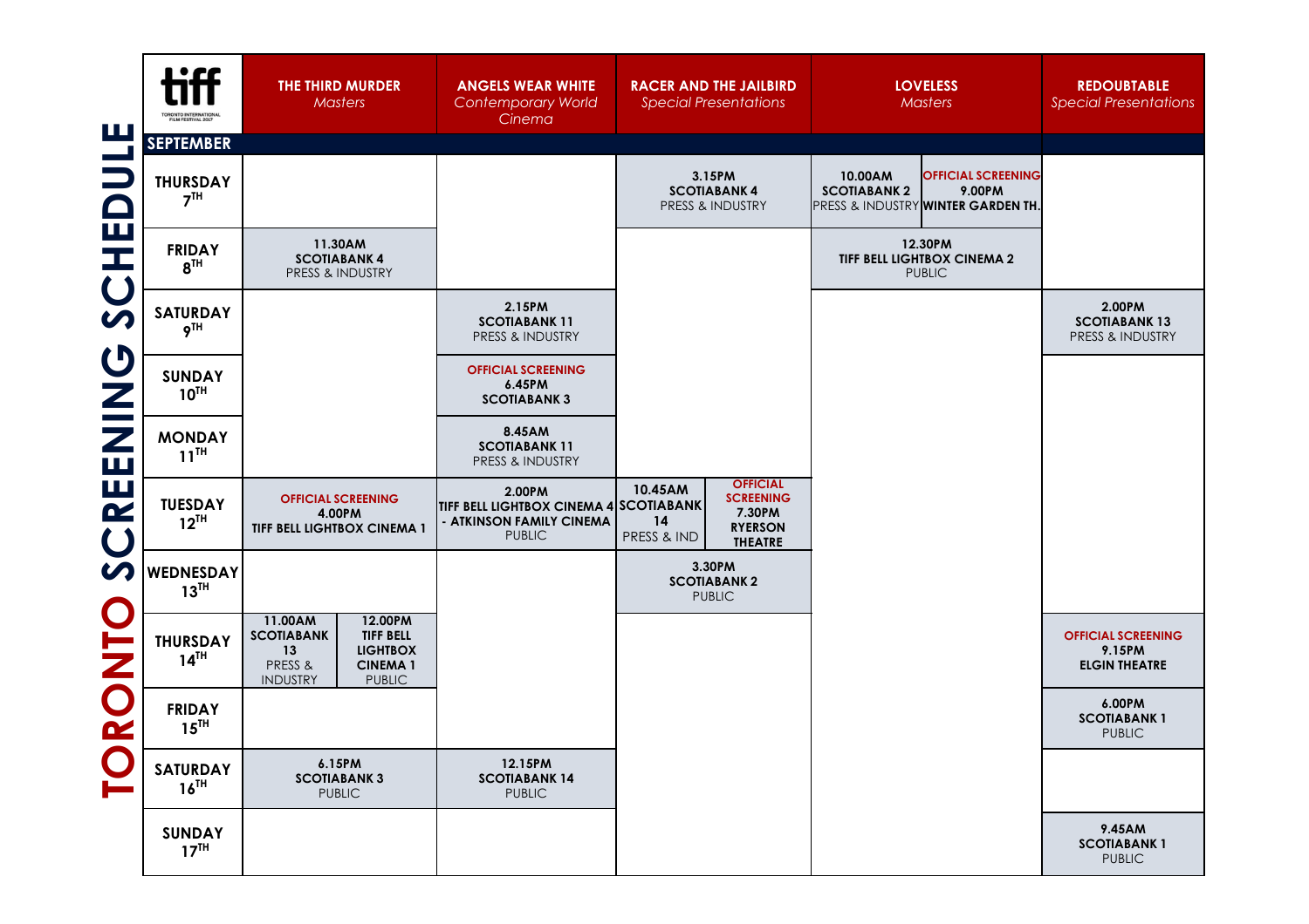# TORONTO SCREENING SCHEDULE

tiff TORONTO INTERNATIONAL FILM FESTIVAL 2017

| SEPTEMBER | THE THIRD MURDER *Masters* | ANGELS WEAR WHITE *Contemporary World Cinema* | RACER AND THE JAILBIRD *Special Presentations* | LOVELESS *Masters* | REDOUBTABLE *Special Presentations* |
|---|---|---|---|---|---|
| THURSDAY 7TH | | | **3.15PM SCOTIABANK 4** PRESS & INDUSTRY | **10.00AM SCOTIABANK 2** PRESS & INDUSTRY / OFFICIAL SCREENING **9.00PM WINTER GARDEN TH.** | |
| FRIDAY 8TH | **11.30AM SCOTIABANK 4** PRESS & INDUSTRY | | | **12.30PM TIFF BELL LIGHTBOX CINEMA 2** PUBLIC | |
| SATURDAY 9TH | | **2.15PM SCOTIABANK 11** PRESS & INDUSTRY | | | **2.00PM SCOTIABANK 13** PRESS & INDUSTRY |
| SUNDAY 10TH | | OFFICIAL SCREENING **6.45PM SCOTIABANK 3** | | | |
| MONDAY 11TH | | **8.45AM SCOTIABANK 11** PRESS & INDUSTRY | | | |
| TUESDAY 12TH | OFFICIAL SCREENING **4.00PM TIFF BELL LIGHTBOX CINEMA 1** | **2.00PM TIFF BELL LIGHTBOX CINEMA 4 - ATKINSON FAMILY CINEMA** PUBLIC | **10.45AM SCOTIABANK 14** PRESS & IND / OFFICIAL SCREENING **7.30PM RYERSON THEATRE** | | |
| WEDNESDAY 13TH | | | **3.30PM SCOTIABANK 2** PUBLIC | | |
| THURSDAY 14TH | **11.00AM SCOTIABANK 13** PRESS & INDUSTRY / **12.00PM TIFF BELL LIGHTBOX CINEMA 1** PUBLIC | | | | OFFICIAL SCREENING **9.15PM ELGIN THEATRE** |
| FRIDAY 15TH | | | | | **6.00PM SCOTIABANK 1** PUBLIC |
| SATURDAY 16TH | **6.15PM SCOTIABANK 3** PUBLIC | **12.15PM SCOTIABANK 14** PUBLIC | | | |
| SUNDAY 17TH | | | | | **9.45AM SCOTIABANK 1** PUBLIC |